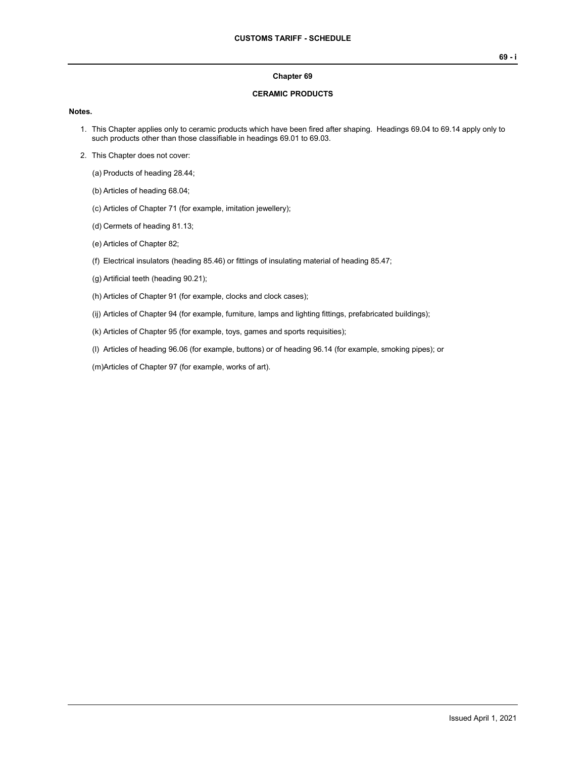# Chapter 69

## CERAMIC PRODUCTS

**Notes.**

1. This Chapter applies only to ceramic products which have been fired after shaping. Headings 69.04 to 69.14 apply only to such products other than those classifiable in headings 69.01 to 69.03.

2. This Chapter does not cover:

   (a) Products of heading 28.44;

   (b) Articles of heading 68.04;

   (c) Articles of Chapter 71 (for example, imitation jewellery);

   (d) Cermets of heading 81.13;

   (e) Articles of Chapter 82;

   (f) Electrical insulators (heading 85.46) or fittings of insulating material of heading 85.47;

   (g) Artificial teeth (heading 90.21);

   (h) Articles of Chapter 91 (for example, clocks and clock cases);

   (ij) Articles of Chapter 94 (for example, furniture, lamps and lighting fittings, prefabricated buildings);

   (k) Articles of Chapter 95 (for example, toys, games and sports requisities);

   (l) Articles of heading 96.06 (for example, buttons) or of heading 96.14 (for example, smoking pipes); or

   (m) Articles of Chapter 97 (for example, works of art).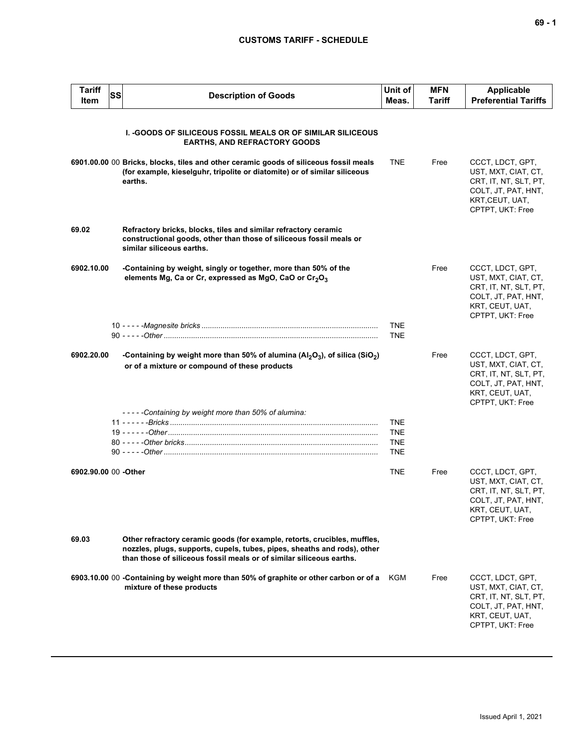| Tariff Item | SS | Description of Goods | Unit of Meas. | MFN Tariff | Applicable Preferential Tariffs |
|---|---|---|---|---|---|
| | | **I. -GOODS OF SILICEOUS FOSSIL MEALS OR OF SIMILAR SILICEOUS EARTHS, AND REFRACTORY GOODS** | | | |
| 6901.00.00 | 00 | **Bricks, blocks, tiles and other ceramic goods of siliceous fossil meals (for example, kieselguhr, tripolite or diatomite) or of similar siliceous earths.** | TNE | Free | CCCT, LDCT, GPT, UST, MXT, CIAT, CT, CRT, IT, NT, SLT, PT, COLT, JT, PAT, HNT, KRT,CEUT, UAT, CPTPT, UKT: Free |
| 69.02 | | **Refractory bricks, blocks, tiles and similar refractory ceramic constructional goods, other than those of siliceous fossil meals or similar siliceous earths.** | | | |
| 6902.10.00 | | **-Containing by weight, singly or together, more than 50% of the elements Mg, Ca or Cr, expressed as MgO, CaO or $Cr_2O_3$** | | Free | CCCT, LDCT, GPT, UST, MXT, CIAT, CT, CRT, IT, NT, SLT, PT, COLT, JT, PAT, HNT, KRT, CEUT, UAT, CPTPT, UKT: Free |
| | 10 | - - - - -*Magnesite bricks* | TNE | | |
| | 90 | - - - - -*Other* | TNE | | |
| 6902.20.00 | | **-Containing by weight more than 50% of alumina ($Al_2O_3$), of silica ($SiO_2$) or of a mixture or compound of these products** | | Free | CCCT, LDCT, GPT, UST, MXT, CIAT, CT, CRT, IT, NT, SLT, PT, COLT, JT, PAT, HNT, KRT, CEUT, UAT, CPTPT, UKT: Free |
| | | - - - - -*Containing by weight more than 50% of alumina:* | | | |
| | 11 | - - - - - -*Bricks* | TNE | | |
| | 19 | - - - - - -*Other* | TNE | | |
| | 80 | - - - - -*Other bricks* | TNE | | |
| | 90 | - - - - -*Other* | TNE | | |
| 6902.90.00 | 00 | **-Other** | TNE | Free | CCCT, LDCT, GPT, UST, MXT, CIAT, CT, CRT, IT, NT, SLT, PT, COLT, JT, PAT, HNT, KRT, CEUT, UAT, CPTPT, UKT: Free |
| 69.03 | | **Other refractory ceramic goods (for example, retorts, crucibles, muffles, nozzles, plugs, supports, cupels, tubes, pipes, sheaths and rods), other than those of siliceous fossil meals or of similar siliceous earths.** | | | |
| 6903.10.00 | 00 | **-Containing by weight more than 50% of graphite or other carbon or of a mixture of these products** | KGM | Free | CCCT, LDCT, GPT, UST, MXT, CIAT, CT, CRT, IT, NT, SLT, PT, COLT, JT, PAT, HNT, KRT, CEUT, UAT, CPTPT, UKT: Free |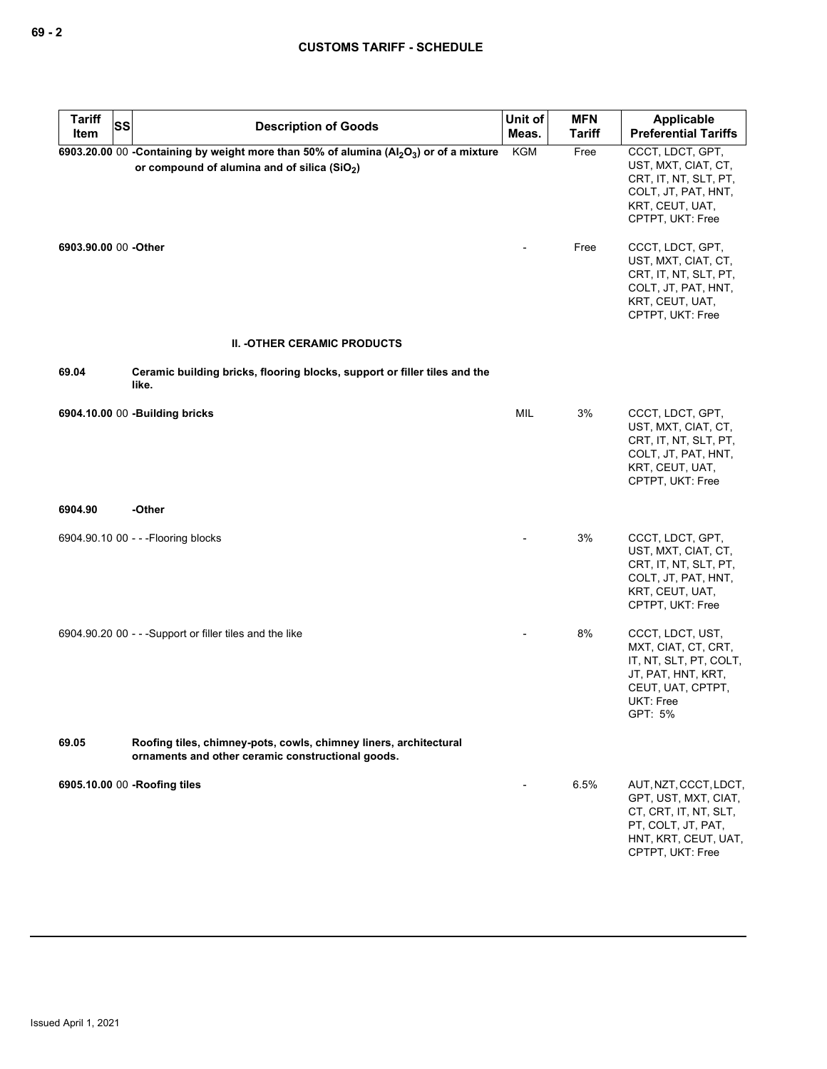| Tariff Item | SS | Description of Goods | Unit of Meas. | MFN Tariff | Applicable Preferential Tariffs |
|---|---|---|---|---|---|
| **6903.20.00** | 00 | **-Containing by weight more than 50% of alumina ($Al_2O_3$) or of a mixture or compound of alumina and of silica ($SiO_2$)** | KGM | Free | CCCT, LDCT, GPT, UST, MXT, CIAT, CT, CRT, IT, NT, SLT, PT, COLT, JT, PAT, HNT, KRT, CEUT, UAT, CPTPT, UKT: Free |
| **6903.90.00** | 00 | **-Other** | - | Free | CCCT, LDCT, GPT, UST, MXT, CIAT, CT, CRT, IT, NT, SLT, PT, COLT, JT, PAT, HNT, KRT, CEUT, UAT, CPTPT, UKT: Free |
| | | **II. -OTHER CERAMIC PRODUCTS** | | | |
| **69.04** | | **Ceramic building bricks, flooring blocks, support or filler tiles and the like.** | | | |
| **6904.10.00** | 00 | **-Building bricks** | MIL | 3% | CCCT, LDCT, GPT, UST, MXT, CIAT, CT, CRT, IT, NT, SLT, PT, COLT, JT, PAT, HNT, KRT, CEUT, UAT, CPTPT, UKT: Free |
| **6904.90** | | **-Other** | | | |
| 6904.90.10 | 00 | - - -Flooring blocks | - | 3% | CCCT, LDCT, GPT, UST, MXT, CIAT, CT, CRT, IT, NT, SLT, PT, COLT, JT, PAT, HNT, KRT, CEUT, UAT, CPTPT, UKT: Free |
| 6904.90.20 | 00 | - - -Support or filler tiles and the like | - | 8% | CCCT, LDCT, UST, MXT, CIAT, CT, CRT, IT, NT, SLT, PT, COLT, JT, PAT, HNT, KRT, CEUT, UAT, CPTPT, UKT: Free<br>GPT: 5% |
| **69.05** | | **Roofing tiles, chimney-pots, cowls, chimney liners, architectural ornaments and other ceramic constructional goods.** | | | |
| **6905.10.00** | 00 | **-Roofing tiles** | - | 6.5% | AUT, NZT, CCCT, LDCT, GPT, UST, MXT, CIAT, CT, CRT, IT, NT, SLT, PT, COLT, JT, PAT, HNT, KRT, CEUT, UAT, CPTPT, UKT: Free |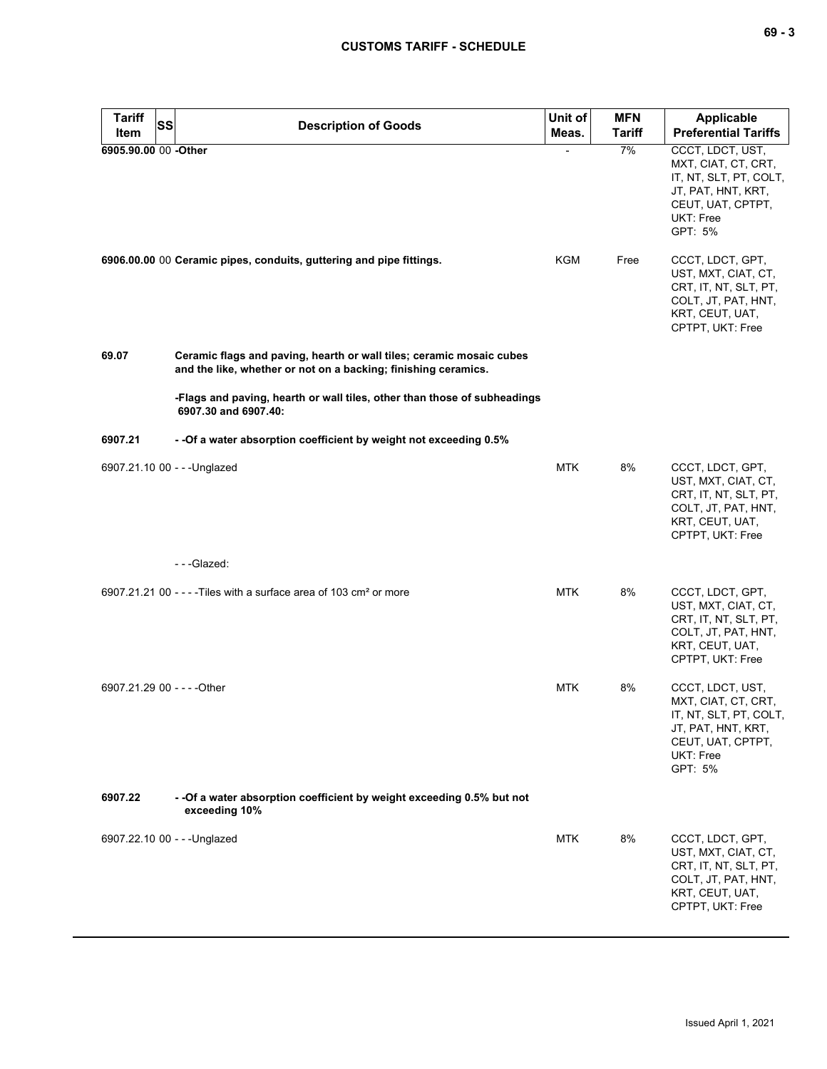| Tariff Item | SS | Description of Goods | Unit of Meas. | MFN Tariff | Applicable Preferential Tariffs |
|---|---|---|---|---|---|
| **6905.90.00** | 00 | **-Other** | - | 7% | CCCT, LDCT, UST, MXT, CIAT, CT, CRT, IT, NT, SLT, PT, COLT, JT, PAT, HNT, KRT, CEUT, UAT, CPTPT, UKT: Free<br>GPT: 5% |
| **6906.00.00** | 00 | **Ceramic pipes, conduits, guttering and pipe fittings.** | KGM | Free | CCCT, LDCT, GPT, UST, MXT, CIAT, CT, CRT, IT, NT, SLT, PT, COLT, JT, PAT, HNT, KRT, CEUT, UAT, CPTPT, UKT: Free |
| **69.07** | | **Ceramic flags and paving, hearth or wall tiles; ceramic mosaic cubes and the like, whether or not on a backing; finishing ceramics.** | | | |
| | | **-Flags and paving, hearth or wall tiles, other than those of subheadings 6907.30 and 6907.40:** | | | |
| **6907.21** | | **- -Of a water absorption coefficient by weight not exceeding 0.5%** | | | |
| 6907.21.10 | 00 | - - -Unglazed | MTK | 8% | CCCT, LDCT, GPT, UST, MXT, CIAT, CT, CRT, IT, NT, SLT, PT, COLT, JT, PAT, HNT, KRT, CEUT, UAT, CPTPT, UKT: Free |
| | | - - -Glazed: | | | |
| 6907.21.21 | 00 | - - - -Tiles with a surface area of 103 cm² or more | MTK | 8% | CCCT, LDCT, GPT, UST, MXT, CIAT, CT, CRT, IT, NT, SLT, PT, COLT, JT, PAT, HNT, KRT, CEUT, UAT, CPTPT, UKT: Free |
| 6907.21.29 | 00 | - - - -Other | MTK | 8% | CCCT, LDCT, UST, MXT, CIAT, CT, CRT, IT, NT, SLT, PT, COLT, JT, PAT, HNT, KRT, CEUT, UAT, CPTPT, UKT: Free<br>GPT: 5% |
| **6907.22** | | **- -Of a water absorption coefficient by weight exceeding 0.5% but not exceeding 10%** | | | |
| 6907.22.10 | 00 | - - -Unglazed | MTK | 8% | CCCT, LDCT, GPT, UST, MXT, CIAT, CT, CRT, IT, NT, SLT, PT, COLT, JT, PAT, HNT, KRT, CEUT, UAT, CPTPT, UKT: Free |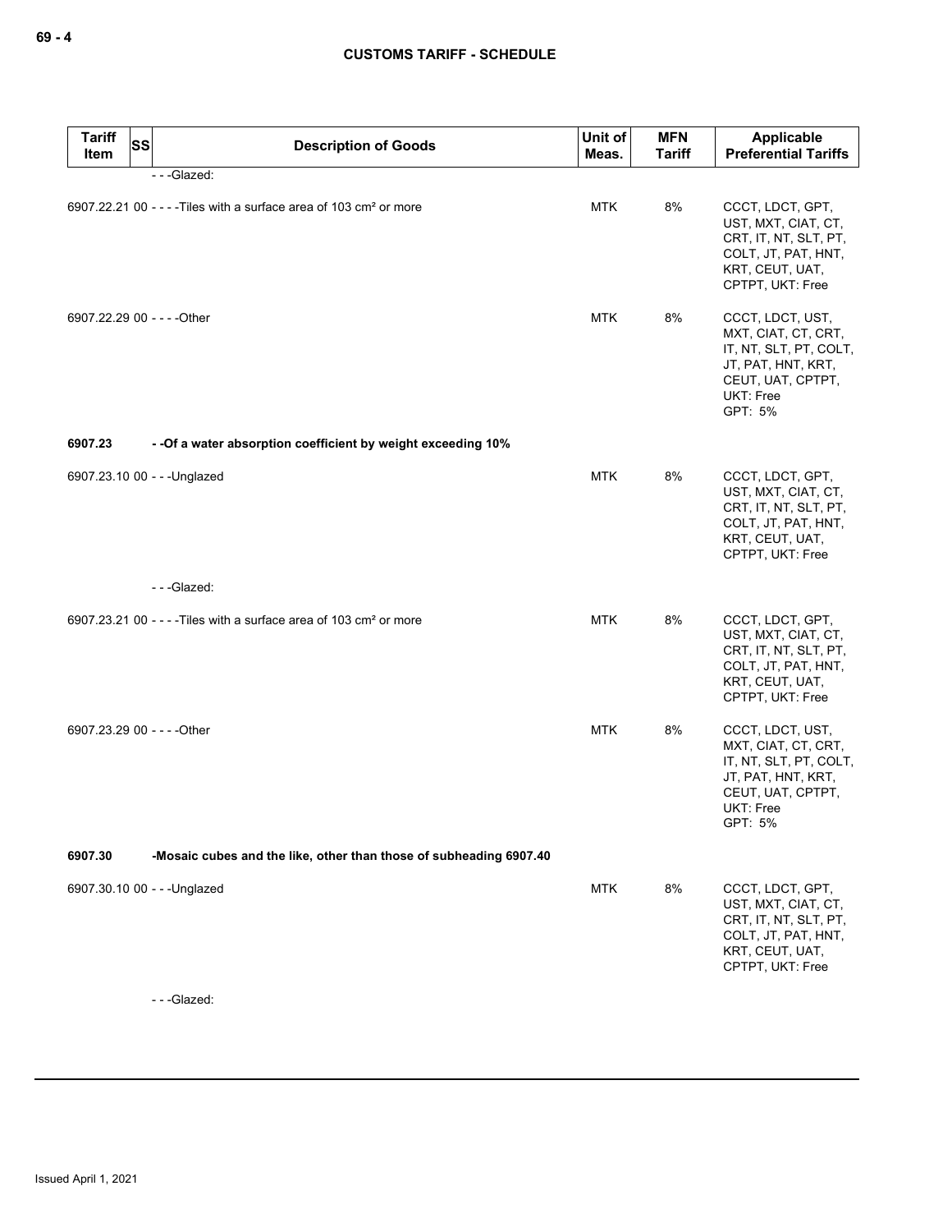| Tariff Item | SS | Description of Goods | Unit of Meas. | MFN Tariff | Applicable Preferential Tariffs |
|---|---|---|---|---|---|
| | | - - -Glazed: | | | |
| 6907.22.21 00 | | - - - -Tiles with a surface area of 103 cm² or more | MTK | 8% | CCCT, LDCT, GPT, UST, MXT, CIAT, CT, CRT, IT, NT, SLT, PT, COLT, JT, PAT, HNT, KRT, CEUT, UAT, CPTPT, UKT: Free |
| 6907.22.29 00 | | - - - -Other | MTK | 8% | CCCT, LDCT, UST, MXT, CIAT, CT, CRT, IT, NT, SLT, PT, COLT, JT, PAT, HNT, KRT, CEUT, UAT, CPTPT, UKT: Free<br>GPT: 5% |
| **6907.23** | | **- -Of a water absorption coefficient by weight exceeding 10%** | | | |
| 6907.23.10 00 | | - - -Unglazed | MTK | 8% | CCCT, LDCT, GPT, UST, MXT, CIAT, CT, CRT, IT, NT, SLT, PT, COLT, JT, PAT, HNT, KRT, CEUT, UAT, CPTPT, UKT: Free |
| | | - - -Glazed: | | | |
| 6907.23.21 00 | | - - - -Tiles with a surface area of 103 cm² or more | MTK | 8% | CCCT, LDCT, GPT, UST, MXT, CIAT, CT, CRT, IT, NT, SLT, PT, COLT, JT, PAT, HNT, KRT, CEUT, UAT, CPTPT, UKT: Free |
| 6907.23.29 00 | | - - - -Other | MTK | 8% | CCCT, LDCT, UST, MXT, CIAT, CT, CRT, IT, NT, SLT, PT, COLT, JT, PAT, HNT, KRT, CEUT, UAT, CPTPT, UKT: Free<br>GPT: 5% |
| **6907.30** | | **-Mosaic cubes and the like, other than those of subheading 6907.40** | | | |
| 6907.30.10 00 | | - - -Unglazed | MTK | 8% | CCCT, LDCT, GPT, UST, MXT, CIAT, CT, CRT, IT, NT, SLT, PT, COLT, JT, PAT, HNT, KRT, CEUT, UAT, CPTPT, UKT: Free |
| | | - - -Glazed: | | | |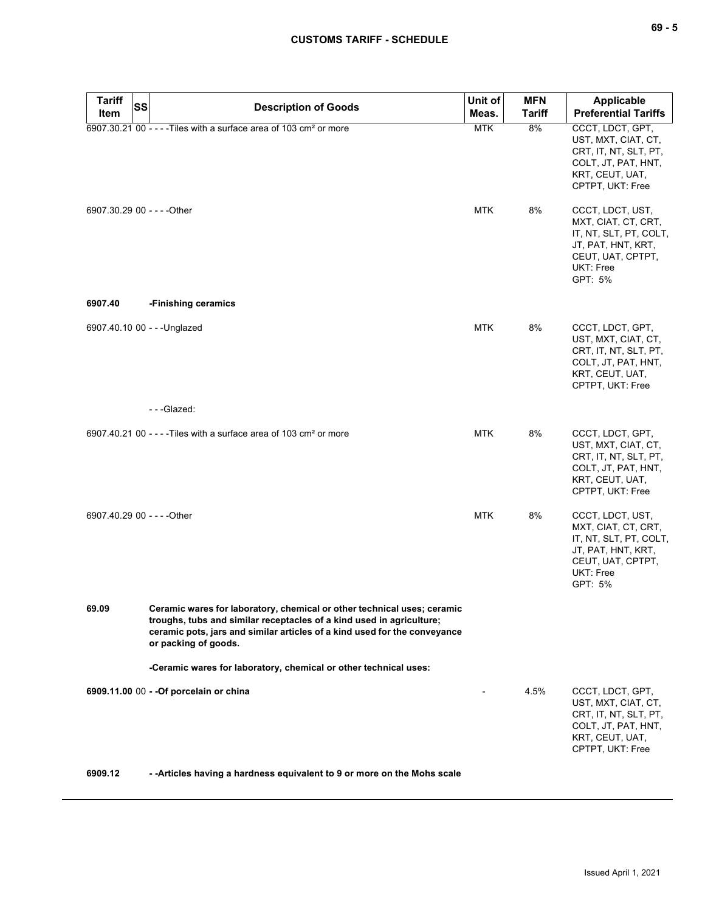| Tariff Item | SS | Description of Goods | Unit of Meas. | MFN Tariff | Applicable Preferential Tariffs |
|---|---|---|---|---|---|
| 6907.30.21 | 00 | - - - -Tiles with a surface area of 103 cm² or more | MTK | 8% | CCCT, LDCT, GPT, UST, MXT, CIAT, CT, CRT, IT, NT, SLT, PT, COLT, JT, PAT, HNT, KRT, CEUT, UAT, CPTPT, UKT: Free |
| 6907.30.29 | 00 | - - - -Other | MTK | 8% | CCCT, LDCT, UST, MXT, CIAT, CT, CRT, IT, NT, SLT, PT, COLT, JT, PAT, HNT, KRT, CEUT, UAT, CPTPT, UKT: Free<br>GPT: 5% |
| **6907.40** | | **-Finishing ceramics** | | | |
| 6907.40.10 | 00 | - - -Unglazed | MTK | 8% | CCCT, LDCT, GPT, UST, MXT, CIAT, CT, CRT, IT, NT, SLT, PT, COLT, JT, PAT, HNT, KRT, CEUT, UAT, CPTPT, UKT: Free |
| | | - - -Glazed: | | | |
| 6907.40.21 | 00 | - - - -Tiles with a surface area of 103 cm² or more | MTK | 8% | CCCT, LDCT, GPT, UST, MXT, CIAT, CT, CRT, IT, NT, SLT, PT, COLT, JT, PAT, HNT, KRT, CEUT, UAT, CPTPT, UKT: Free |
| 6907.40.29 | 00 | - - - -Other | MTK | 8% | CCCT, LDCT, UST, MXT, CIAT, CT, CRT, IT, NT, SLT, PT, COLT, JT, PAT, HNT, KRT, CEUT, UAT, CPTPT, UKT: Free<br>GPT: 5% |
| **69.09** | | **Ceramic wares for laboratory, chemical or other technical uses; ceramic troughs, tubs and similar receptacles of a kind used in agriculture; ceramic pots, jars and similar articles of a kind used for the conveyance or packing of goods.** | | | |
| | | **-Ceramic wares for laboratory, chemical or other technical uses:** | | | |
| **6909.11.00** | 00 | **- -Of porcelain or china** | - | 4.5% | CCCT, LDCT, GPT, UST, MXT, CIAT, CT, CRT, IT, NT, SLT, PT, COLT, JT, PAT, HNT, KRT, CEUT, UAT, CPTPT, UKT: Free |
| **6909.12** | | **- -Articles having a hardness equivalent to 9 or more on the Mohs scale** | | | |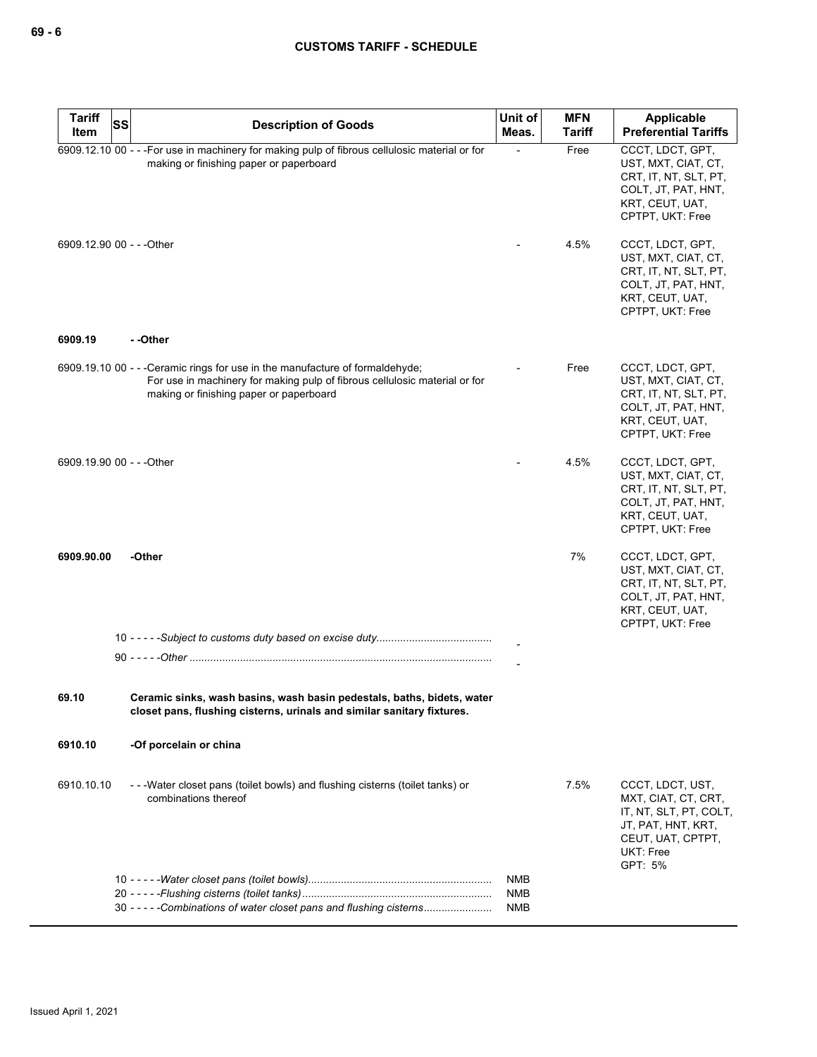| Tariff Item | SS | Description of Goods | Unit of Meas. | MFN Tariff | Applicable Preferential Tariffs |
|---|---|---|---|---|---|
| 6909.12.10 00 | | - - -For use in machinery for making pulp of fibrous cellulosic material or for making or finishing paper or paperboard | - | Free | CCCT, LDCT, GPT, UST, MXT, CIAT, CT, CRT, IT, NT, SLT, PT, COLT, JT, PAT, HNT, KRT, CEUT, UAT, CPTPT, UKT: Free |
| 6909.12.90 00 | | - - -Other | - | 4.5% | CCCT, LDCT, GPT, UST, MXT, CIAT, CT, CRT, IT, NT, SLT, PT, COLT, JT, PAT, HNT, KRT, CEUT, UAT, CPTPT, UKT: Free |
| **6909.19** | | **- -Other** | | | |
| 6909.19.10 00 | | - - -Ceramic rings for use in the manufacture of formaldehyde;<br>For use in machinery for making pulp of fibrous cellulosic material or for making or finishing paper or paperboard | - | Free | CCCT, LDCT, GPT, UST, MXT, CIAT, CT, CRT, IT, NT, SLT, PT, COLT, JT, PAT, HNT, KRT, CEUT, UAT, CPTPT, UKT: Free |
| 6909.19.90 00 | | - - -Other | - | 4.5% | CCCT, LDCT, GPT, UST, MXT, CIAT, CT, CRT, IT, NT, SLT, PT, COLT, JT, PAT, HNT, KRT, CEUT, UAT, CPTPT, UKT: Free |
| **6909.90.00** | | **-Other** | | 7% | CCCT, LDCT, GPT, UST, MXT, CIAT, CT, CRT, IT, NT, SLT, PT, COLT, JT, PAT, HNT, KRT, CEUT, UAT, CPTPT, UKT: Free |
| | | 10 - - - - -*Subject to customs duty based on excise duty* | - | | |
| | | 90 - - - - -*Other* | - | | |
| **69.10** | | **Ceramic sinks, wash basins, wash basin pedestals, baths, bidets, water closet pans, flushing cisterns, urinals and similar sanitary fixtures.** | | | |
| **6910.10** | | **-Of porcelain or china** | | | |
| 6910.10.10 | | - - -Water closet pans (toilet bowls) and flushing cisterns (toilet tanks) or combinations thereof | | 7.5% | CCCT, LDCT, UST, MXT, CIAT, CT, CRT, IT, NT, SLT, PT, COLT, JT, PAT, HNT, KRT, CEUT, UAT, CPTPT, UKT: Free<br>GPT: 5% |
| | | 10 - - - - -*Water closet pans (toilet bowls)* | NMB | | |
| | | 20 - - - - -*Flushing cisterns (toilet tanks)* | NMB | | |
| | | 30 - - - - -*Combinations of water closet pans and flushing cisterns* | NMB | | |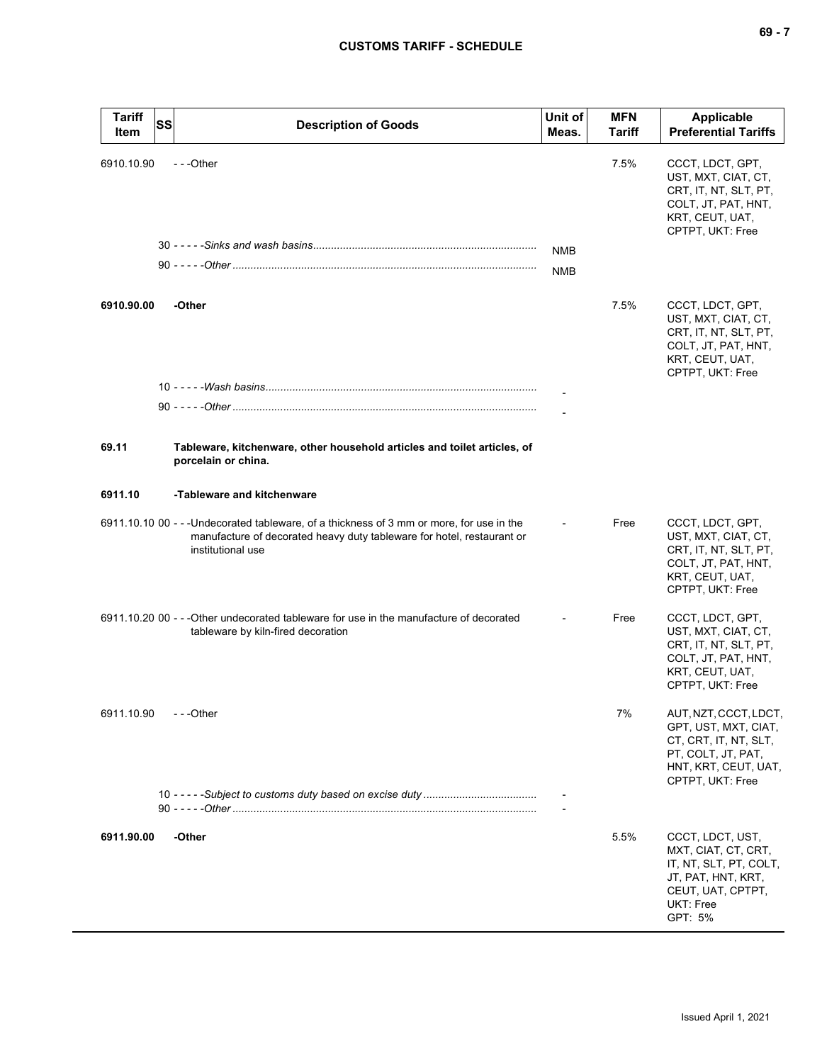| Tariff Item | SS | Description of Goods | Unit of Meas. | MFN Tariff | Applicable Preferential Tariffs |
|---|---|---|---|---|---|
| 6910.10.90 | | - - -Other | | 7.5% | CCCT, LDCT, GPT, UST, MXT, CIAT, CT, CRT, IT, NT, SLT, PT, COLT, JT, PAT, HNT, KRT, CEUT, UAT, CPTPT, UKT: Free |
| | 30 | - - - - -*Sinks and wash basins* | NMB | | |
| | 90 | - - - - -*Other* | NMB | | |
| **6910.90.00** | | **-Other** | | 7.5% | CCCT, LDCT, GPT, UST, MXT, CIAT, CT, CRT, IT, NT, SLT, PT, COLT, JT, PAT, HNT, KRT, CEUT, UAT, CPTPT, UKT: Free |
| | 10 | - - - - -*Wash basins* | - | | |
| | 90 | - - - - -*Other* | - | | |
| **69.11** | | **Tableware, kitchenware, other household articles and toilet articles, of porcelain or china.** | | | |
| **6911.10** | | **-Tableware and kitchenware** | | | |
| 6911.10.10 | 00 | - - -Undecorated tableware, of a thickness of 3 mm or more, for use in the manufacture of decorated heavy duty tableware for hotel, restaurant or institutional use | - | Free | CCCT, LDCT, GPT, UST, MXT, CIAT, CT, CRT, IT, NT, SLT, PT, COLT, JT, PAT, HNT, KRT, CEUT, UAT, CPTPT, UKT: Free |
| 6911.10.20 | 00 | - - -Other undecorated tableware for use in the manufacture of decorated tableware by kiln-fired decoration | - | Free | CCCT, LDCT, GPT, UST, MXT, CIAT, CT, CRT, IT, NT, SLT, PT, COLT, JT, PAT, HNT, KRT, CEUT, UAT, CPTPT, UKT: Free |
| 6911.10.90 | | - - -Other | | 7% | AUT, NZT, CCCT, LDCT, GPT, UST, MXT, CIAT, CT, CRT, IT, NT, SLT, PT, COLT, JT, PAT, HNT, KRT, CEUT, UAT, CPTPT, UKT: Free |
| | 10 | - - - - -*Subject to customs duty based on excise duty* | - | | |
| | 90 | - - - - -*Other* | - | | |
| **6911.90.00** | | **-Other** | | 5.5% | CCCT, LDCT, UST, MXT, CIAT, CT, CRT, IT, NT, SLT, PT, COLT, JT, PAT, HNT, KRT, CEUT, UAT, CPTPT, UKT: Free<br>GPT: 5% |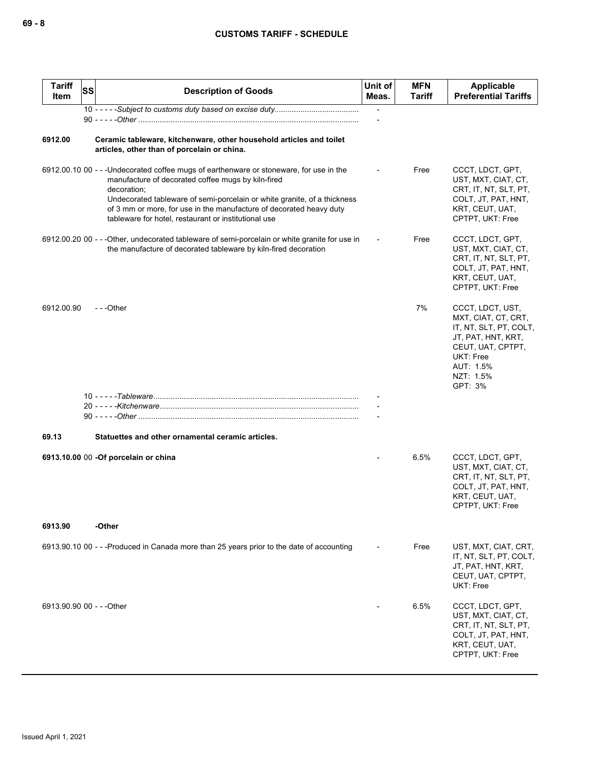| Tariff Item | SS | Description of Goods | Unit of Meas. | MFN Tariff | Applicable Preferential Tariffs |
|---|---|---|---|---|---|
| | | 10 - - - - -*Subject to customs duty based on excise duty*...................................... | - | | |
| | | 90 - - - - -*Other* ...................................................................................................... | - | | |
| **6912.00** | | **Ceramic tableware, kitchenware, other household articles and toilet articles, other than of porcelain or china.** | | | |
| 6912.00.10 | 00 | - - -Undecorated coffee mugs of earthenware or stoneware, for use in the manufacture of decorated coffee mugs by kiln-fired decoration;<br>Undecorated tableware of semi-porcelain or white granite, of a thickness of 3 mm or more, for use in the manufacture of decorated heavy duty tableware for hotel, restaurant or institutional use | - | Free | CCCT, LDCT, GPT, UST, MXT, CIAT, CT, CRT, IT, NT, SLT, PT, COLT, JT, PAT, HNT, KRT, CEUT, UAT, CPTPT, UKT: Free |
| 6912.00.20 | 00 | - - -Other, undecorated tableware of semi-porcelain or white granite for use in the manufacture of decorated tableware by kiln-fired decoration | - | Free | CCCT, LDCT, GPT, UST, MXT, CIAT, CT, CRT, IT, NT, SLT, PT, COLT, JT, PAT, HNT, KRT, CEUT, UAT, CPTPT, UKT: Free |
| 6912.00.90 | | - - -Other | | 7% | CCCT, LDCT, UST, MXT, CIAT, CT, CRT, IT, NT, SLT, PT, COLT, JT, PAT, HNT, KRT, CEUT, UAT, CPTPT, UKT: Free<br>AUT: 1.5%<br>NZT: 1.5%<br>GPT: 3% |
| | | 10 - - - - -*Tableware*.............................................................................................. | - | | |
| | | 20 - - - - -*Kitchenware*........................................................................................... | - | | |
| | | 90 - - - - -*Other* ..................................................................................................... | - | | |
| **69.13** | | **Statuettes and other ornamental ceramic articles.** | | | |
| **6913.10.00** | 00 | **-Of porcelain or china** | - | 6.5% | CCCT, LDCT, GPT, UST, MXT, CIAT, CT, CRT, IT, NT, SLT, PT, COLT, JT, PAT, HNT, KRT, CEUT, UAT, CPTPT, UKT: Free |
| **6913.90** | | **-Other** | | | |
| 6913.90.10 | 00 | - - -Produced in Canada more than 25 years prior to the date of accounting | - | Free | UST, MXT, CIAT, CRT, IT, NT, SLT, PT, COLT, JT, PAT, HNT, KRT, CEUT, UAT, CPTPT, UKT: Free |
| 6913.90.90 | 00 | - - -Other | - | 6.5% | CCCT, LDCT, GPT, UST, MXT, CIAT, CT, CRT, IT, NT, SLT, PT, COLT, JT, PAT, HNT, KRT, CEUT, UAT, CPTPT, UKT: Free |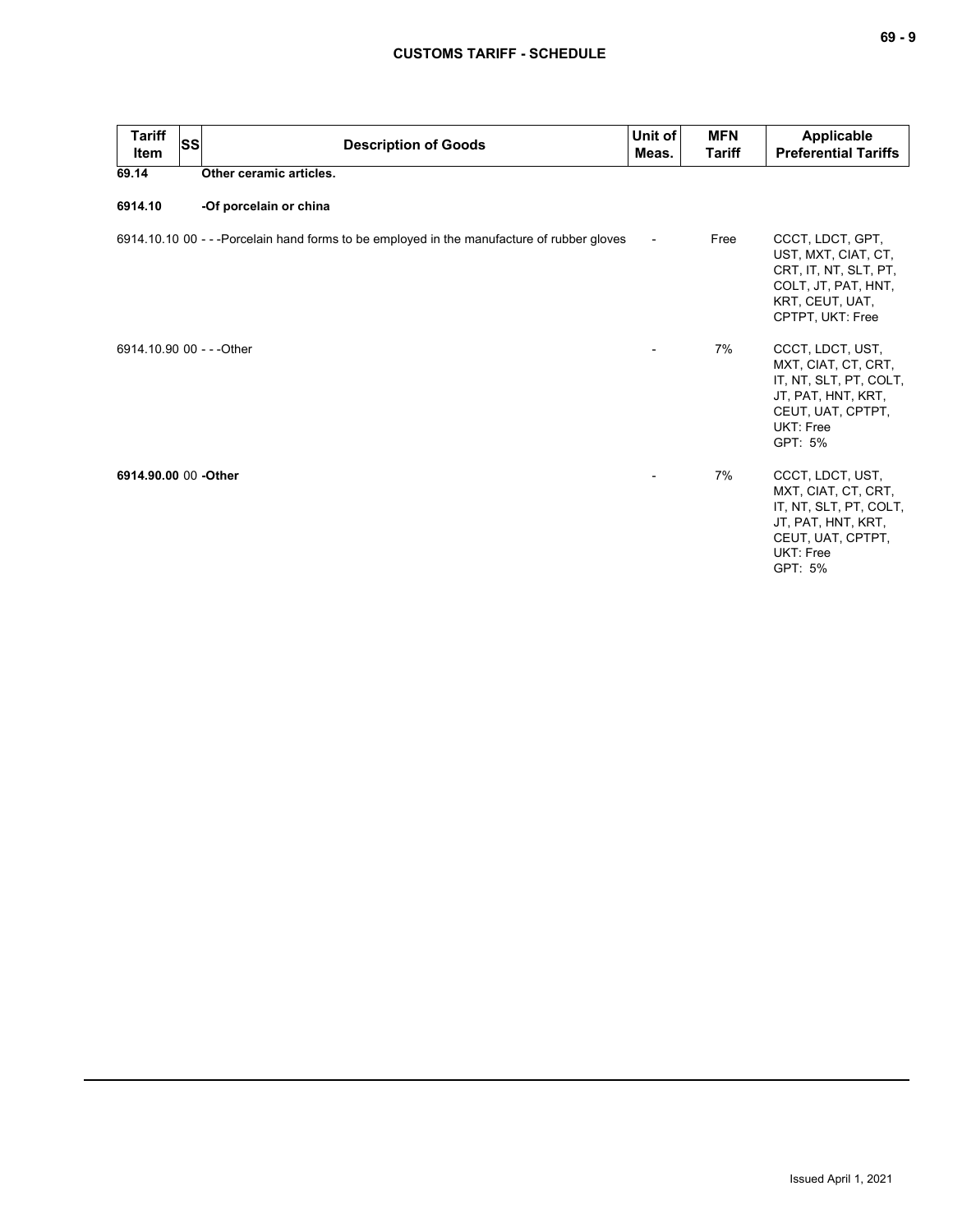| Tariff Item | SS | Description of Goods | Unit of Meas. | MFN Tariff | Applicable Preferential Tariffs |
|---|---|---|---|---|---|
| **69.14** | | **Other ceramic articles.** | | | |
| **6914.10** | | **-Of porcelain or china** | | | |
| 6914.10.10 | 00 | - - -Porcelain hand forms to be employed in the manufacture of rubber gloves | - | Free | CCCT, LDCT, GPT, UST, MXT, CIAT, CT, CRT, IT, NT, SLT, PT, COLT, JT, PAT, HNT, KRT, CEUT, UAT, CPTPT, UKT: Free |
| 6914.10.90 | 00 | - - -Other | - | 7% | CCCT, LDCT, UST, MXT, CIAT, CT, CRT, IT, NT, SLT, PT, COLT, JT, PAT, HNT, KRT, CEUT, UAT, CPTPT, UKT: Free<br>GPT: 5% |
| **6914.90.00** | 00 | **-Other** | - | 7% | CCCT, LDCT, UST, MXT, CIAT, CT, CRT, IT, NT, SLT, PT, COLT, JT, PAT, HNT, KRT, CEUT, UAT, CPTPT, UKT: Free<br>GPT: 5% |

Issued April 1, 2021